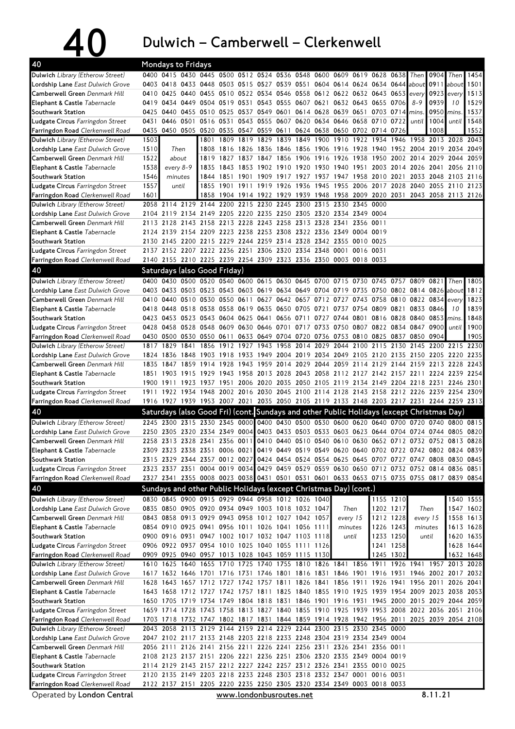# 40 Dulwich – Camberwell – Clerkenwell

## 40 Mondays to Fridays

| Stop | | | | | | | | | | | | | | | | | | |
|---|---|---|---|---|---|---|---|---|---|---|---|---|---|---|---|---|---|---|
| **Dulwich** *Library (Etherow Street)* | 0400 | 0415 | 0430 | 0445 | 0500 | 0512 | 0524 | 0536 | 0548 | 0600 | 0609 | 0619 | 0628 | 0638 | Then | 0904 | Then | 1454 |
| **Lordship Lane** *East Dulwich Grove* | 0403 | 0418 | 0433 | 0448 | 0503 | 0515 | 0527 | 0539 | 0551 | 0604 | 0614 | 0624 | 0634 | 0644 | about | 0911 | about | 1501 |
| **Camberwell Green** *Denmark Hill* | 0410 | 0425 | 0440 | 0455 | 0510 | 0522 | 0534 | 0546 | 0558 | 0612 | 0622 | 0632 | 0643 | 0653 | every | 0923 | every | 1513 |
| **Elephant & Castle** *Tabernacle* | 0419 | 0434 | 0449 | 0504 | 0519 | 0531 | 0543 | 0555 | 0607 | 0621 | 0632 | 0643 | 0655 | 0706 | 8-9 | 0939 | 10 | 1529 |
| **Southwark Station** | 0425 | 0440 | 0455 | 0510 | 0525 | 0537 | 0549 | 0601 | 0614 | 0628 | 0639 | 0651 | 0703 | 0714 | mins. | 0950 | mins. | 1537 |
| **Ludgate Circus** *Farringdon Street* | 0431 | 0446 | 0501 | 0516 | 0531 | 0543 | 0555 | 0607 | 0620 | 0634 | 0646 | 0658 | 0710 | 0722 | until | 1004 | until | 1548 |
| **Farringdon Road** *Clerkenwell Road* | 0435 | 0450 | 0505 | 0520 | 0535 | 0547 | 0559 | 0611 | 0624 | 0638 | 0650 | 0702 | 0714 | 0726 | | 1008 | | 1552 |

| Stop | | | | | | | | | | | | | | | | |
|---|---|---|---|---|---|---|---|---|---|---|---|---|---|---|---|---|
| **Dulwich** *Library (Etherow Street)* | 1503 | Then | 1801 | 1809 | 1819 | 1829 | 1839 | 1849 | 1900 | 1910 | 1922 | 1934 | 1946 | 1958 | 2013 | 2028 | 2043 |
| **Lordship Lane** *East Dulwich Grove* | 1510 | about | 1808 | 1816 | 1826 | 1836 | 1846 | 1856 | 1906 | 1916 | 1928 | 1940 | 1952 | 2004 | 2019 | 2034 | 2049 |
| **Camberwell Green** *Denmark Hill* | 1522 | every 8-9 | 1819 | 1827 | 1837 | 1847 | 1856 | 1906 | 1916 | 1926 | 1938 | 1950 | 2002 | 2014 | 2029 | 2044 | 2059 |
| **Elephant & Castle** *Tabernacle* | 1538 | minutes | 1835 | 1843 | 1853 | 1902 | 1910 | 1920 | 1930 | 1940 | 1951 | 2003 | 2014 | 2026 | 2041 | 2056 | 2110 |
| **Southwark Station** | 1546 | until | 1844 | 1851 | 1901 | 1909 | 1917 | 1927 | 1937 | 1947 | 1958 | 2010 | 2021 | 2033 | 2048 | 2103 | 2116 |
| **Ludgate Circus** *Farringdon Street* | 1557 | | 1855 | 1901 | 1911 | 1919 | 1926 | 1936 | 1945 | 1955 | 2006 | 2017 | 2028 | 2040 | 2055 | 2110 | 2123 |
| **Farringdon Road** *Clerkenwell Road* | 1601 | | 1858 | 1904 | 1914 | 1922 | 1929 | 1939 | 1948 | 1958 | 2009 | 2020 | 2031 | 2043 | 2058 | 2113 | 2126 |

| Stop | | | | | | | | | | | | | |
|---|---|---|---|---|---|---|---|---|---|---|---|---|---|
| **Dulwich** *Library (Etherow Street)* | 2058 | 2114 | 2129 | 2144 | 2200 | 2215 | 2230 | 2245 | 2300 | 2315 | 2330 | 2345 | 0000 |
| **Lordship Lane** *East Dulwich Grove* | 2104 | 2119 | 2134 | 2149 | 2205 | 2220 | 2235 | 2250 | 2305 | 2320 | 2334 | 2349 | 0004 |
| **Camberwell Green** *Denmark Hill* | 2113 | 2128 | 2143 | 2158 | 2213 | 2228 | 2243 | 2258 | 2313 | 2328 | 2341 | 2356 | 0011 |
| **Elephant & Castle** *Tabernacle* | 2124 | 2139 | 2154 | 2209 | 2223 | 2238 | 2253 | 2308 | 2322 | 2336 | 2349 | 0004 | 0019 |
| **Southwark Station** | 2130 | 2145 | 2200 | 2215 | 2229 | 2244 | 2259 | 2314 | 2328 | 2342 | 2355 | 0010 | 0025 |
| **Ludgate Circus** *Farringdon Street* | 2137 | 2152 | 2207 | 2222 | 2236 | 2251 | 2306 | 2320 | 2334 | 2348 | 0001 | 0016 | 0031 |
| **Farringdon Road** *Clerkenwell Road* | 2140 | 2155 | 2210 | 2225 | 2229 | 2254 | 2309 | 2323 | 2336 | 2350 | 0003 | 0018 | 0033 |

## 40 Saturdays (also Good Friday)

| Stop | | | | | | | | | | | | | | | | | |
|---|---|---|---|---|---|---|---|---|---|---|---|---|---|---|---|---|---|
| **Dulwich** *Library (Etherow Street)* | 0400 | 0430 | 0500 | 0520 | 0540 | 0600 | 0615 | 0630 | 0645 | 0700 | 0715 | 0730 | 0745 | 0757 | 0809 | 0821 | Then | 1805 |
| **Lordship Lane** *East Dulwich Grove* | 0403 | 0433 | 0503 | 0523 | 0543 | 0603 | 0619 | 0634 | 0649 | 0704 | 0719 | 0735 | 0750 | 0802 | 0814 | 0826 | about | 1812 |
| **Camberwell Green** *Denmark Hill* | 0410 | 0440 | 0510 | 0530 | 0550 | 0611 | 0627 | 0642 | 0657 | 0712 | 0727 | 0743 | 0758 | 0810 | 0822 | 0834 | every | 1823 |
| **Elephant & Castle** *Tabernacle* | 0418 | 0448 | 0518 | 0538 | 0558 | 0619 | 0635 | 0650 | 0705 | 0721 | 0737 | 0754 | 0809 | 0821 | 0833 | 0846 | 10 | 1839 |
| **Southwark Station** | 0423 | 0453 | 0523 | 0543 | 0604 | 0625 | 0641 | 0656 | 0711 | 0727 | 0744 | 0801 | 0816 | 0828 | 0840 | 0853 | mins. | 1848 |
| **Ludgate Circus** *Farringdon Street* | 0428 | 0458 | 0528 | 0548 | 0609 | 0630 | 0646 | 0701 | 0717 | 0733 | 0750 | 0807 | 0822 | 0834 | 0847 | 0900 | until | 1900 |
| **Farringdon Road** *Clerkenwell Road* | 0430 | 0500 | 0530 | 0550 | 0611 | 0633 | 0649 | 0704 | 0720 | 0736 | 0753 | 0810 | 0825 | 0837 | 0850 | 0904 | | 1905 |

| Stop | | | | | | | | | | | | | | | | | |
|---|---|---|---|---|---|---|---|---|---|---|---|---|---|---|---|---|---|
| **Dulwich** *Library (Etherow Street)* | 1817 | 1829 | 1841 | 1856 | 1912 | 1927 | 1943 | 1958 | 2014 | 2029 | 2044 | 2100 | 2115 | 2130 | 2145 | 2200 | 2215 | 2230 |
| **Lordship Lane** *East Dulwich Grove* | 1824 | 1836 | 1848 | 1903 | 1918 | 1933 | 1949 | 2004 | 2019 | 2034 | 2049 | 2105 | 2120 | 2135 | 2150 | 2205 | 2220 | 2235 |
| **Camberwell Green** *Denmark Hill* | 1835 | 1847 | 1859 | 1914 | 1928 | 1943 | 1959 | 2014 | 2029 | 2044 | 2059 | 2114 | 2129 | 2144 | 2159 | 2213 | 2228 | 2243 |
| **Elephant & Castle** *Tabernacle* | 1851 | 1903 | 1915 | 1929 | 1943 | 1958 | 2013 | 2028 | 2043 | 2058 | 2112 | 2127 | 2142 | 2157 | 2211 | 2224 | 2239 | 2254 |
| **Southwark Station** | 1900 | 1911 | 1923 | 1937 | 1951 | 2006 | 2020 | 2035 | 2050 | 2105 | 2119 | 2134 | 2149 | 2204 | 2218 | 2231 | 2246 | 2301 |
| **Ludgate Circus** *Farringdon Street* | 1911 | 1922 | 1934 | 1948 | 2002 | 2016 | 2030 | 2045 | 2100 | 2114 | 2128 | 2143 | 2158 | 2212 | 2226 | 2239 | 2254 | 2309 |
| **Farringdon Road** *Clerkenwell Road* | 1916 | 1927 | 1939 | 1953 | 2007 | 2021 | 2035 | 2050 | 2105 | 2119 | 2133 | 2148 | 2203 | 2217 | 2231 | 2244 | 2259 | 2313 |

## 40 Saturdays (also Good Fri) (cont.) / Sundays and other Public Holidays (except Christmas Day)

| Stop | Sat | Sat | Sat | Sat | Sat | Sat | Sun | Sun | Sun | Sun | Sun | Sun | Sun | Sun | Sun | Sun | Sun | Sun |
|---|---|---|---|---|---|---|---|---|---|---|---|---|---|---|---|---|---|---|
| **Dulwich** *Library (Etherow Street)* | 2245 | 2300 | 2315 | 2330 | 2345 | 0000 | 0400 | 0430 | 0500 | 0530 | 0600 | 0620 | 0640 | 0700 | 0720 | 0740 | 0800 | 0815 |
| **Lordship Lane** *East Dulwich Grove* | 2250 | 2305 | 2320 | 2334 | 2349 | 0004 | 0403 | 0433 | 0503 | 0533 | 0603 | 0623 | 0644 | 0704 | 0724 | 0744 | 0805 | 0820 |
| **Camberwell Green** *Denmark Hill* | 2258 | 2313 | 2328 | 2341 | 2356 | 0011 | 0410 | 0440 | 0510 | 0540 | 0610 | 0630 | 0652 | 0712 | 0732 | 0752 | 0813 | 0828 |
| **Elephant & Castle** *Tabernacle* | 2309 | 2323 | 2338 | 2351 | 0006 | 0021 | 0419 | 0449 | 0519 | 0549 | 0620 | 0640 | 0702 | 0722 | 0742 | 0802 | 0824 | 0839 |
| **Southwark Station** | 2315 | 2329 | 2344 | 2357 | 0012 | 0027 | 0424 | 0454 | 0524 | 0554 | 0625 | 0645 | 0707 | 0727 | 0747 | 0808 | 0830 | 0845 |
| **Ludgate Circus** *Farringdon Street* | 2323 | 2337 | 2351 | 0004 | 0019 | 0034 | 0429 | 0459 | 0529 | 0559 | 0630 | 0650 | 0712 | 0732 | 0752 | 0814 | 0836 | 0851 |
| **Farringdon Road** *Clerkenwell Road* | 2327 | 2341 | 2355 | 0008 | 0023 | 0038 | 0431 | 0501 | 0531 | 0601 | 0633 | 0653 | 0715 | 0735 | 0755 | 0817 | 0839 | 0854 |

## 40 Sundays and other Public Holidays (except Christmas Day) (cont.)

| Stop | | | | | | | | | | | | | | | | |
|---|---|---|---|---|---|---|---|---|---|---|---|---|---|---|---|---|
| **Dulwich** *Library (Etherow Street)* | 0830 | 0845 | 0900 | 0915 | 0929 | 0944 | 0958 | 1012 | 1026 | 1040 | Then | 1155 | 1210 | Then | 1540 | 1555 |
| **Lordship Lane** *East Dulwich Grove* | 0835 | 0850 | 0905 | 0920 | 0934 | 0949 | 1003 | 1018 | 1032 | 1047 | every 15 | 1202 | 1217 | every 15 | 1547 | 1602 |
| **Camberwell Green** *Denmark Hill* | 0843 | 0858 | 0913 | 0929 | 0943 | 0958 | 1012 | 1027 | 1042 | 1057 | minutes | 1212 | 1228 | minutes | 1558 | 1613 |
| **Elephant & Castle** *Tabernacle* | 0854 | 0910 | 0925 | 0941 | 0956 | 1011 | 1026 | 1041 | 1056 | 1111 | until | 1226 | 1243 | until | 1613 | 1628 |
| **Southwark Station** | 0900 | 0916 | 0931 | 0947 | 1002 | 1017 | 1032 | 1047 | 1103 | 1118 | | 1233 | 1250 | | 1620 | 1635 |
| **Ludgate Circus** *Farringdon Street* | 0906 | 0922 | 0937 | 0954 | 1010 | 1025 | 1040 | 1055 | 1111 | 1126 | | 1241 | 1258 | | 1628 | 1644 |
| **Farringdon Road** *Clerkenwell Road* | 0909 | 0925 | 0940 | 0957 | 1013 | 1028 | 1043 | 1059 | 1115 | 1130 | | 1245 | 1302 | | 1632 | 1648 |

| Stop | | | | | | | | | | | | | | | | | |
|---|---|---|---|---|---|---|---|---|---|---|---|---|---|---|---|---|---|
| **Dulwich** *Library (Etherow Street)* | 1610 | 1625 | 1640 | 1655 | 1710 | 1725 | 1740 | 1755 | 1810 | 1826 | 1841 | 1856 | 1911 | 1926 | 1941 | 1957 | 2013 | 2028 |
| **Lordship Lane** *East Dulwich Grove* | 1617 | 1632 | 1646 | 1701 | 1716 | 1731 | 1746 | 1801 | 1816 | 1831 | 1846 | 1901 | 1916 | 1931 | 1946 | 2002 | 2017 | 2032 |
| **Camberwell Green** *Denmark Hill* | 1628 | 1643 | 1657 | 1712 | 1727 | 1742 | 1757 | 1811 | 1826 | 1841 | 1856 | 1911 | 1926 | 1941 | 1956 | 2011 | 2026 | 2041 |
| **Elephant & Castle** *Tabernacle* | 1643 | 1658 | 1712 | 1727 | 1742 | 1757 | 1811 | 1825 | 1840 | 1855 | 1910 | 1925 | 1939 | 1954 | 2009 | 2023 | 2038 | 2053 |
| **Southwark Station** | 1650 | 1705 | 1719 | 1734 | 1749 | 1804 | 1818 | 1831 | 1846 | 1901 | 1916 | 1931 | 1945 | 2000 | 2015 | 2029 | 2044 | 2059 |
| **Ludgate Circus** *Farringdon Street* | 1659 | 1714 | 1728 | 1743 | 1758 | 1813 | 1827 | 1840 | 1855 | 1910 | 1925 | 1939 | 1953 | 2008 | 2022 | 2036 | 2051 | 2106 |
| **Farringdon Road** *Clerkenwell Road* | 1703 | 1718 | 1732 | 1747 | 1802 | 1817 | 1831 | 1844 | 1859 | 1914 | 1928 | 1942 | 1956 | 2011 | 2025 | 2039 | 2054 | 2108 |

| Stop | | | | | | | | | | | | | |
|---|---|---|---|---|---|---|---|---|---|---|---|---|---|
| **Dulwich** *Library (Etherow Street)* | 2043 | 2058 | 2113 | 2129 | 2144 | 2159 | 2214 | 2229 | 2244 | 2300 | 2315 | 2330 | 2345 | 0000 |
| **Lordship Lane** *East Dulwich Grove* | 2047 | 2102 | 2117 | 2133 | 2148 | 2203 | 2218 | 2233 | 2248 | 2304 | 2319 | 2334 | 2349 | 0004 |
| **Camberwell Green** *Denmark Hill* | 2056 | 2111 | 2126 | 2141 | 2156 | 2211 | 2226 | 2241 | 2256 | 2311 | 2326 | 2341 | 2356 | 0011 |
| **Elephant & Castle** *Tabernacle* | 2108 | 2123 | 2137 | 2151 | 2206 | 2221 | 2236 | 2251 | 2306 | 2320 | 2335 | 2349 | 0004 | 0019 |
| **Southwark Station** | 2114 | 2129 | 2143 | 2157 | 2212 | 2227 | 2242 | 2257 | 2312 | 2326 | 2341 | 2355 | 0010 | 0025 |
| **Ludgate Circus** *Farringdon Street* | 2120 | 2135 | 2149 | 2203 | 2218 | 2233 | 2248 | 2303 | 2318 | 2332 | 2347 | 0001 | 0016 | 0031 |
| **Farringdon Road** *Clerkenwell Road* | 2122 | 2137 | 2151 | 2205 | 2220 | 2235 | 2250 | 2305 | 2320 | 2334 | 2349 | 0003 | 0018 | 0033 |

Operated by **London Central** www.londonbusroutes.net 8.11.21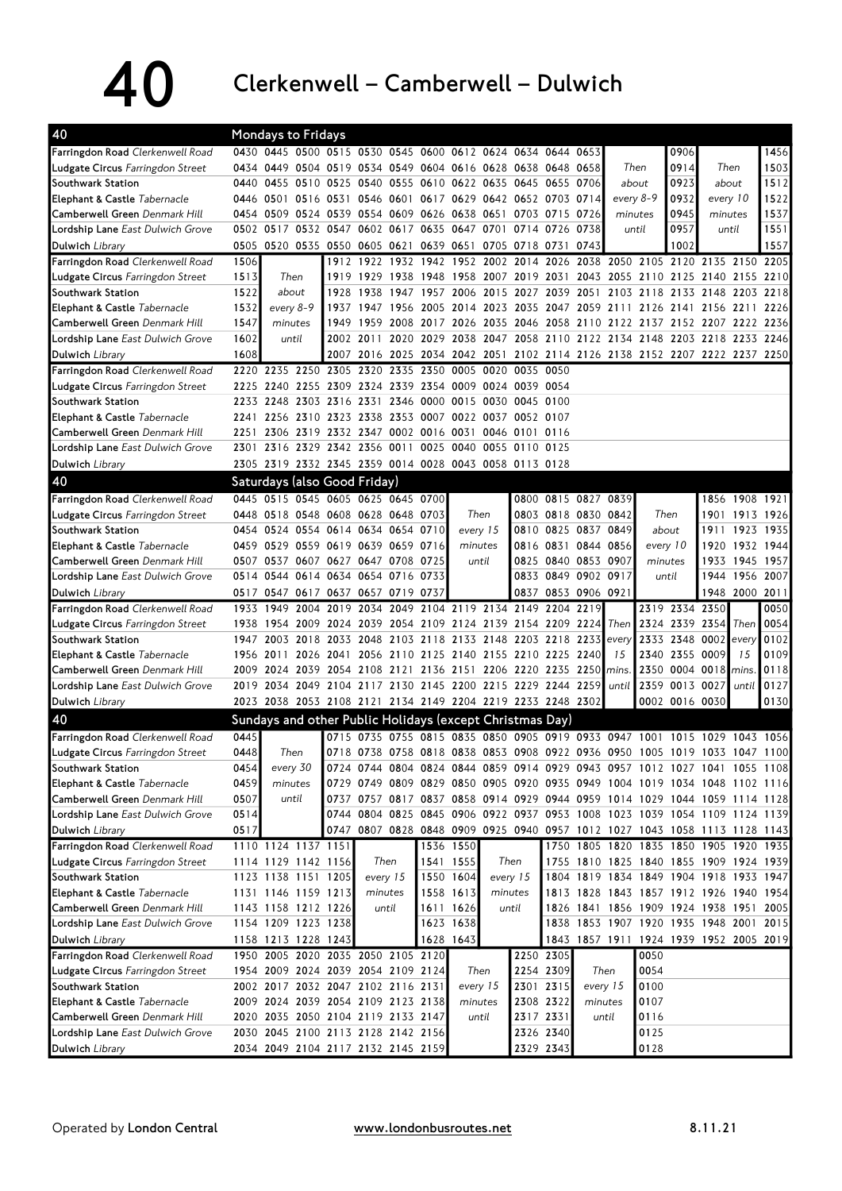# 40 Clerkenwell – Camberwell – Dulwich

## 40 Mondays to Fridays

| | | | | | | | | | | | | | | | | |
|---|---|---|---|---|---|---|---|---|---|---|---|---|---|---|---|---|
| Farringdon Road *Clerkenwell Road* | 0430 | 0445 | 0500 | 0515 | 0530 | 0545 | 0600 | 0612 | 0624 | 0634 | 0644 | 0653 | | 0906 | | 1456 |
| Ludgate Circus *Farringdon Street* | 0434 | 0449 | 0504 | 0519 | 0534 | 0549 | 0604 | 0616 | 0628 | 0638 | 0648 | 0658 | Then | 0914 | Then | 1503 |
| Southwark Station | 0440 | 0455 | 0510 | 0525 | 0540 | 0555 | 0610 | 0622 | 0635 | 0645 | 0655 | 0706 | about | 0923 | about | 1512 |
| Elephant & Castle *Tabernacle* | 0446 | 0501 | 0516 | 0531 | 0546 | 0601 | 0617 | 0629 | 0642 | 0652 | 0703 | 0714 | every 8-9 | 0932 | every 10 | 1522 |
| Camberwell Green *Denmark Hill* | 0454 | 0509 | 0524 | 0539 | 0554 | 0609 | 0626 | 0638 | 0651 | 0703 | 0715 | 0726 | minutes | 0945 | minutes | 1537 |
| Lordship Lane *East Dulwich Grove* | 0502 | 0517 | 0532 | 0547 | 0602 | 0617 | 0635 | 0647 | 0701 | 0714 | 0726 | 0738 | until | 0957 | until | 1551 |
| Dulwich *Library* | 0505 | 0520 | 0535 | 0550 | 0605 | 0621 | 0639 | 0651 | 0705 | 0718 | 0731 | 0743 | | 1002 | | 1557 |

| | | | | | | | | | | | | | | | | |
|---|---|---|---|---|---|---|---|---|---|---|---|---|---|---|---|---|
| Farringdon Road *Clerkenwell Road* | 1506 | | 1912 | 1922 | 1932 | 1942 | 1952 | 2002 | 2014 | 2026 | 2038 | 2050 | 2105 | 2120 | 2135 | 2150 | 2205 |
| Ludgate Circus *Farringdon Street* | 1513 | Then | 1919 | 1929 | 1938 | 1948 | 1958 | 2007 | 2019 | 2031 | 2043 | 2055 | 2110 | 2125 | 2140 | 2155 | 2210 |
| Southwark Station | 1522 | about | 1928 | 1938 | 1947 | 1957 | 2006 | 2015 | 2027 | 2039 | 2051 | 2103 | 2118 | 2133 | 2148 | 2203 | 2218 |
| Elephant & Castle *Tabernacle* | 1532 | every 8-9 | 1937 | 1947 | 1956 | 2005 | 2014 | 2023 | 2035 | 2047 | 2059 | 2111 | 2126 | 2141 | 2156 | 2211 | 2226 |
| Camberwell Green *Denmark Hill* | 1547 | minutes | 1949 | 1959 | 2008 | 2017 | 2026 | 2035 | 2046 | 2058 | 2110 | 2122 | 2137 | 2152 | 2207 | 2222 | 2236 |
| Lordship Lane *East Dulwich Grove* | 1602 | until | 2002 | 2011 | 2020 | 2029 | 2038 | 2047 | 2058 | 2110 | 2122 | 2134 | 2148 | 2203 | 2218 | 2233 | 2246 |
| Dulwich *Library* | 1608 | | 2007 | 2016 | 2025 | 2034 | 2042 | 2051 | 2102 | 2114 | 2126 | 2138 | 2152 | 2207 | 2222 | 2237 | 2250 |

| | | | | | | | | | | | |
|---|---|---|---|---|---|---|---|---|---|---|---|
| Farringdon Road *Clerkenwell Road* | 2220 | 2235 | 2250 | 2305 | 2320 | 2335 | 2350 | 0005 | 0020 | 0035 | 0050 |
| Ludgate Circus *Farringdon Street* | 2225 | 2240 | 2255 | 2309 | 2324 | 2339 | 2354 | 0009 | 0024 | 0039 | 0054 |
| Southwark Station | 2233 | 2248 | 2303 | 2316 | 2331 | 2346 | 0000 | 0015 | 0030 | 0045 | 0100 |
| Elephant & Castle *Tabernacle* | 2241 | 2256 | 2310 | 2323 | 2338 | 2353 | 0007 | 0022 | 0037 | 0052 | 0107 |
| Camberwell Green *Denmark Hill* | 2251 | 2306 | 2319 | 2332 | 2347 | 0002 | 0016 | 0031 | 0046 | 0101 | 0116 |
| Lordship Lane *East Dulwich Grove* | 2301 | 2316 | 2329 | 2342 | 2356 | 0011 | 0025 | 0040 | 0055 | 0110 | 0125 |
| Dulwich *Library* | 2305 | 2319 | 2332 | 2345 | 2359 | 0014 | 0028 | 0043 | 0058 | 0113 | 0128 |

## 40 Saturdays (also Good Friday)

| | | | | | | | | | | | | | | | | |
|---|---|---|---|---|---|---|---|---|---|---|---|---|---|---|---|---|
| Farringdon Road *Clerkenwell Road* | 0445 | 0515 | 0545 | 0605 | 0625 | 0645 | 0700 | | 0800 | 0815 | 0827 | 0839 | | 1856 | 1908 | 1921 |
| Ludgate Circus *Farringdon Street* | 0448 | 0518 | 0548 | 0608 | 0628 | 0648 | 0703 | Then | 0803 | 0818 | 0830 | 0842 | Then | 1901 | 1913 | 1926 |
| Southwark Station | 0454 | 0524 | 0554 | 0614 | 0634 | 0654 | 0710 | every 15 | 0810 | 0825 | 0837 | 0849 | about | 1911 | 1923 | 1935 |
| Elephant & Castle *Tabernacle* | 0459 | 0529 | 0559 | 0619 | 0639 | 0659 | 0716 | minutes | 0816 | 0831 | 0844 | 0856 | every 10 | 1920 | 1932 | 1944 |
| Camberwell Green *Denmark Hill* | 0507 | 0537 | 0607 | 0627 | 0647 | 0708 | 0725 | until | 0825 | 0840 | 0853 | 0907 | minutes | 1933 | 1945 | 1957 |
| Lordship Lane *East Dulwich Grove* | 0514 | 0544 | 0614 | 0634 | 0654 | 0716 | 0733 | | 0833 | 0849 | 0902 | 0917 | until | 1944 | 1956 | 2007 |
| Dulwich *Library* | 0517 | 0547 | 0617 | 0637 | 0657 | 0719 | 0737 | | 0837 | 0853 | 0906 | 0921 | | 1948 | 2000 | 2011 |

| | | | | | | | | | | | | | | | | | | |
|---|---|---|---|---|---|---|---|---|---|---|---|---|---|---|---|---|---|---|
| Farringdon Road *Clerkenwell Road* | 1933 | 1949 | 2004 | 2019 | 2034 | 2049 | 2104 | 2119 | 2134 | 2149 | 2204 | 2219 | | 2319 | 2334 | 2350 | | 0050 |
| Ludgate Circus *Farringdon Street* | 1938 | 1954 | 2009 | 2024 | 2039 | 2054 | 2109 | 2124 | 2139 | 2154 | 2209 | 2224 | Then | 2324 | 2339 | 2354 | Then | 0054 |
| Southwark Station | 1947 | 2003 | 2018 | 2033 | 2048 | 2103 | 2118 | 2133 | 2148 | 2203 | 2218 | 2233 | every | 2333 | 2348 | 0002 | every | 0102 |
| Elephant & Castle *Tabernacle* | 1956 | 2011 | 2026 | 2041 | 2056 | 2110 | 2125 | 2140 | 2155 | 2210 | 2225 | 2240 | 15 | 2340 | 2355 | 0009 | 15 | 0109 |
| Camberwell Green *Denmark Hill* | 2009 | 2024 | 2039 | 2054 | 2108 | 2121 | 2136 | 2151 | 2206 | 2220 | 2235 | 2250 | mins. | 2350 | 0004 | 0018 | mins. | 0118 |
| Lordship Lane *East Dulwich Grove* | 2019 | 2034 | 2049 | 2104 | 2117 | 2130 | 2145 | 2200 | 2215 | 2229 | 2244 | 2259 | until | 2359 | 0013 | 0027 | until | 0127 |
| Dulwich *Library* | 2023 | 2038 | 2053 | 2108 | 2121 | 2134 | 2149 | 2204 | 2219 | 2233 | 2248 | 2302 | | 0002 | 0016 | 0030 | | 0130 |

## 40 Sundays and other Public Holidays (except Christmas Day)

| | | | | | | | | | | | | | | | | |
|---|---|---|---|---|---|---|---|---|---|---|---|---|---|---|---|---|
| Farringdon Road *Clerkenwell Road* | 0445 | | 0715 | 0735 | 0755 | 0815 | 0835 | 0850 | 0905 | 0919 | 0933 | 0947 | 1001 | 1015 | 1029 | 1043 | 1056 |
| Ludgate Circus *Farringdon Street* | 0448 | Then | 0718 | 0738 | 0758 | 0818 | 0838 | 0853 | 0908 | 0922 | 0936 | 0950 | 1005 | 1019 | 1033 | 1047 | 1100 |
| Southwark Station | 0454 | every 30 | 0724 | 0744 | 0804 | 0824 | 0844 | 0859 | 0914 | 0929 | 0943 | 0957 | 1012 | 1027 | 1041 | 1055 | 1108 |
| Elephant & Castle *Tabernacle* | 0459 | minutes | 0729 | 0749 | 0809 | 0829 | 0850 | 0905 | 0920 | 0935 | 0949 | 1004 | 1019 | 1034 | 1048 | 1102 | 1116 |
| Camberwell Green *Denmark Hill* | 0507 | until | 0737 | 0757 | 0817 | 0837 | 0858 | 0914 | 0929 | 0944 | 0959 | 1014 | 1029 | 1044 | 1059 | 1114 | 1128 |
| Lordship Lane *East Dulwich Grove* | 0514 | | 0744 | 0804 | 0825 | 0845 | 0906 | 0922 | 0937 | 0953 | 1008 | 1023 | 1039 | 1054 | 1109 | 1124 | 1139 |
| Dulwich *Library* | 0517 | | 0747 | 0807 | 0828 | 0848 | 0909 | 0925 | 0940 | 0957 | 1012 | 1027 | 1043 | 1058 | 1113 | 1128 | 1143 |

| | | | | | | | | | | | | | | | | |
|---|---|---|---|---|---|---|---|---|---|---|---|---|---|---|---|---|
| Farringdon Road *Clerkenwell Road* | 1110 | 1124 | 1137 | 1151 | | 1536 | 1550 | | 1750 | 1805 | 1820 | 1835 | 1850 | 1905 | 1920 | 1935 |
| Ludgate Circus *Farringdon Street* | 1114 | 1129 | 1142 | 1156 | Then | 1541 | 1555 | Then | 1755 | 1810 | 1825 | 1840 | 1855 | 1909 | 1924 | 1939 |
| Southwark Station | 1123 | 1138 | 1151 | 1205 | every 15 | 1550 | 1604 | every 15 | 1804 | 1819 | 1834 | 1849 | 1904 | 1918 | 1933 | 1947 |
| Elephant & Castle *Tabernacle* | 1131 | 1146 | 1159 | 1213 | minutes | 1558 | 1613 | minutes | 1813 | 1828 | 1843 | 1857 | 1912 | 1926 | 1940 | 1954 |
| Camberwell Green *Denmark Hill* | 1143 | 1158 | 1212 | 1226 | until | 1611 | 1626 | until | 1826 | 1841 | 1856 | 1909 | 1924 | 1938 | 1951 | 2005 |
| Lordship Lane *East Dulwich Grove* | 1154 | 1209 | 1223 | 1238 | | 1623 | 1638 | | 1838 | 1853 | 1907 | 1920 | 1935 | 1948 | 2001 | 2015 |
| Dulwich *Library* | 1158 | 1213 | 1228 | 1243 | | 1628 | 1643 | | 1843 | 1857 | 1911 | 1924 | 1939 | 1952 | 2005 | 2019 |

| | | | | | | | | | | | | |
|---|---|---|---|---|---|---|---|---|---|---|---|---|
| Farringdon Road *Clerkenwell Road* | 1950 | 2005 | 2020 | 2035 | 2050 | 2105 | 2120 | | 2250 | 2305 | | 0050 |
| Ludgate Circus *Farringdon Street* | 1954 | 2009 | 2024 | 2039 | 2054 | 2109 | 2124 | Then | 2254 | 2309 | Then | 0054 |
| Southwark Station | 2002 | 2017 | 2032 | 2047 | 2102 | 2116 | 2131 | every 15 | 2301 | 2315 | every 15 | 0100 |
| Elephant & Castle *Tabernacle* | 2009 | 2024 | 2039 | 2054 | 2109 | 2123 | 2138 | minutes | 2308 | 2322 | minutes | 0107 |
| Camberwell Green *Denmark Hill* | 2020 | 2035 | 2050 | 2104 | 2119 | 2133 | 2147 | until | 2317 | 2331 | until | 0116 |
| Lordship Lane *East Dulwich Grove* | 2030 | 2045 | 2100 | 2113 | 2128 | 2142 | 2156 | | 2326 | 2340 | | 0125 |
| Dulwich *Library* | 2034 | 2049 | 2104 | 2117 | 2132 | 2145 | 2159 | | 2329 | 2343 | | 0128 |

Operated by **London Central** www.londonbusroutes.net 8.11.21